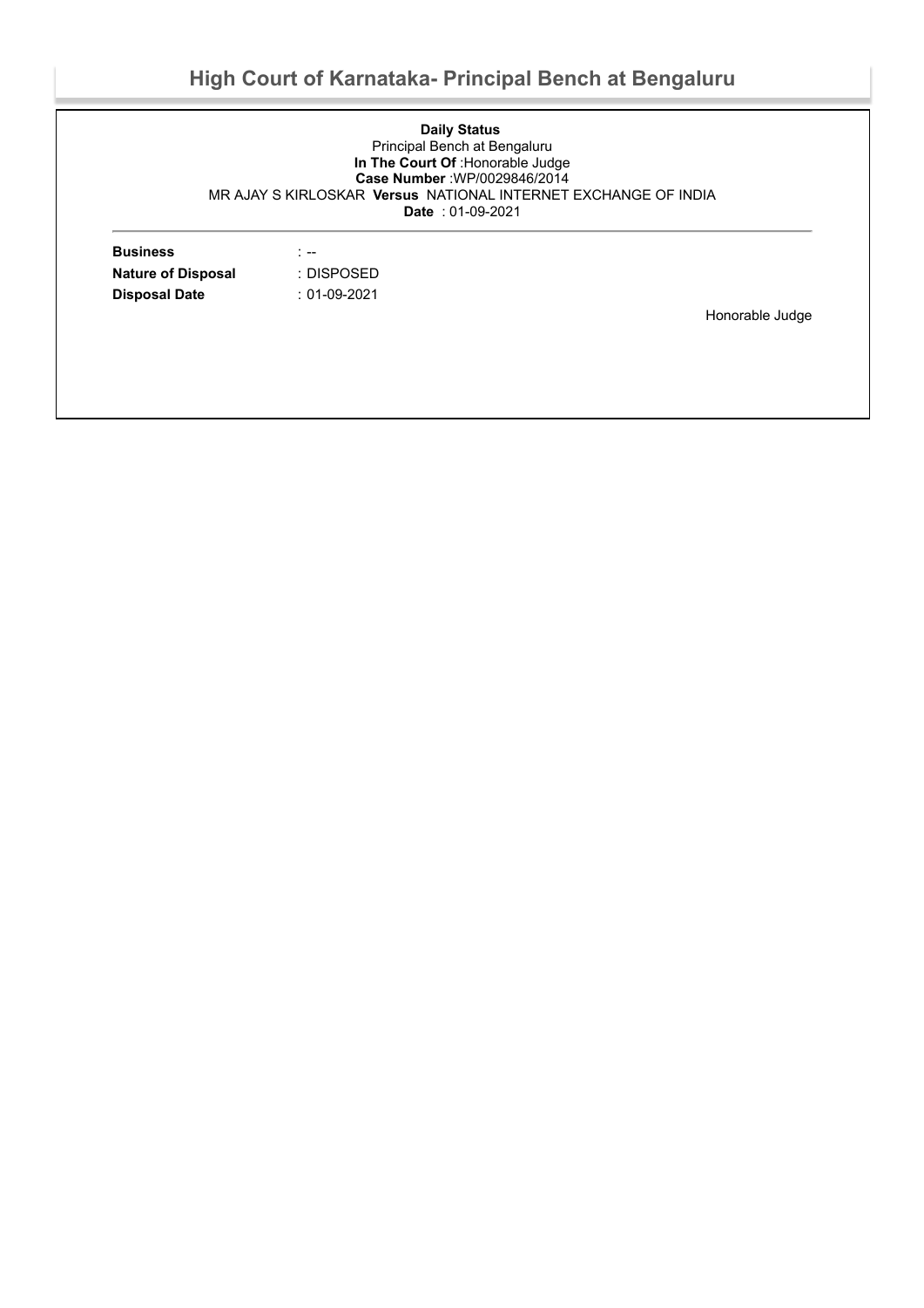# High Court of Karnataka- Principal Bench at Bengaluru

**Daily Status**
Principal Bench at Bengaluru
**In The Court Of** :Honorable Judge
**Case Number** :WP/0029846/2014
MR AJAY S KIRLOSKAR **Versus** NATIONAL INTERNET EXCHANGE OF INDIA
**Date** : 01-09-2021

---

**Business** : --
**Nature of Disposal** : DISPOSED
**Disposal Date** : 01-09-2021

Honorable Judge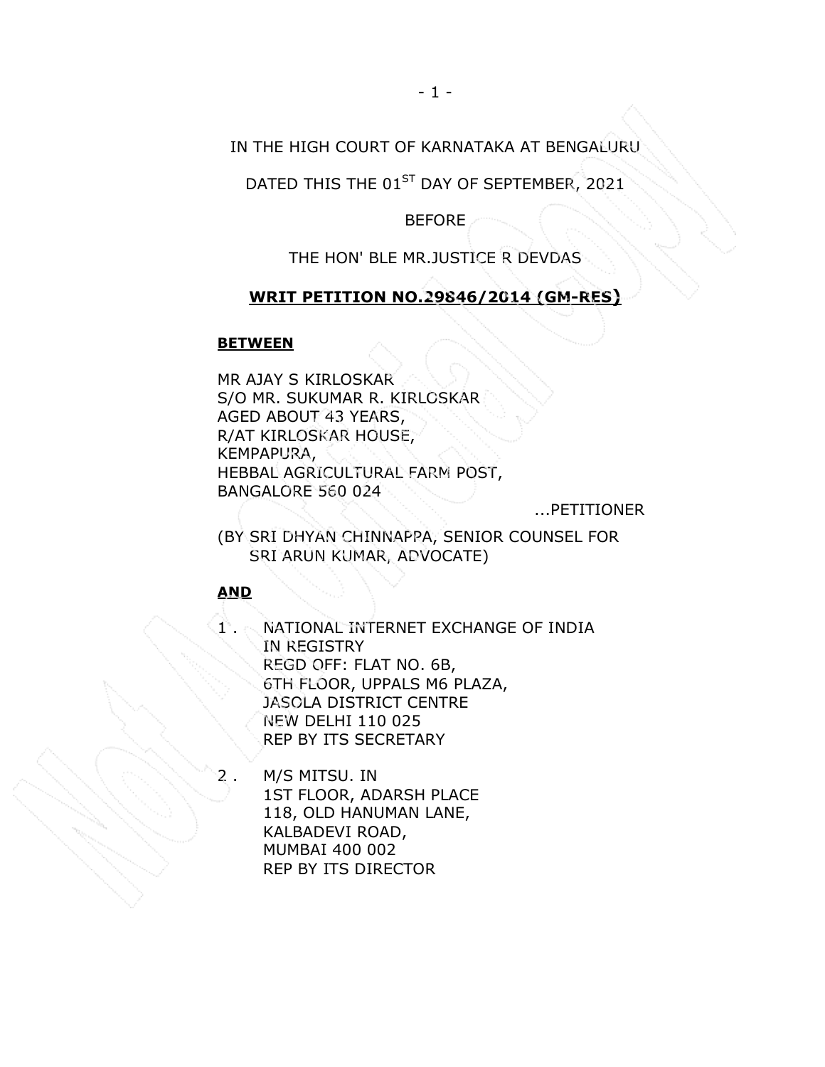IN THE HIGH COURT OF KARNATAKA AT BENGALURU

DATED THIS THE 01ST DAY OF SEPTEMBER, 2021

BEFORE

THE HON' BLE MR.JUSTICE R DEVDAS

**WRIT PETITION NO.29846/2014 (GM-RES)**

**BETWEEN**

MR AJAY S KIRLOSKAR
S/O MR. SUKUMAR R. KIRLOSKAR
AGED ABOUT 43 YEARS,
R/AT KIRLOSKAR HOUSE,
KEMPAPURA,
HEBBAL AGRICULTURAL FARM POST,
BANGALORE 560 024

...PETITIONER

(BY SRI DHYAN CHINNAPPA, SENIOR COUNSEL FOR SRI ARUN KUMAR, ADVOCATE)

**AND**

1 . NATIONAL INTERNET EXCHANGE OF INDIA
IN REGISTRY
REGD OFF: FLAT NO. 6B,
6TH FLOOR, UPPALS M6 PLAZA,
JASOLA DISTRICT CENTRE
NEW DELHI 110 025
REP BY ITS SECRETARY

2 . M/S MITSU. IN
1ST FLOOR, ADARSH PLACE
118, OLD HANUMAN LANE,
KALBADEVI ROAD,
MUMBAI 400 002
REP BY ITS DIRECTOR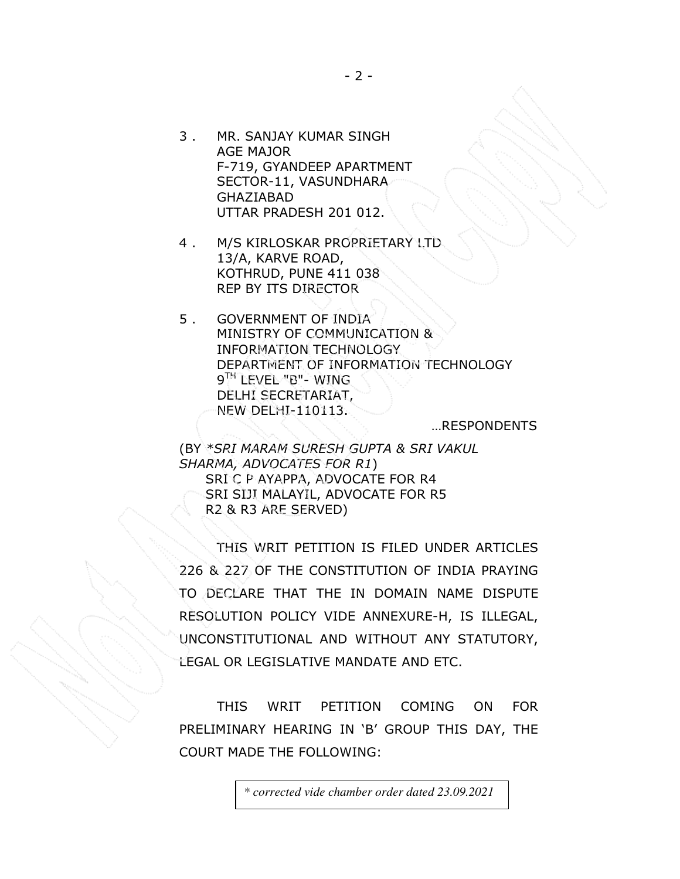3 . MR. SANJAY KUMAR SINGH
AGE MAJOR
F-719, GYANDEEP APARTMENT
SECTOR-11, VASUNDHARA
GHAZIABAD
UTTAR PRADESH 201 012.

4 . M/S KIRLOSKAR PROPRIETARY LTD
13/A, KARVE ROAD,
KOTHRUD, PUNE 411 038
REP BY ITS DIRECTOR

5 . GOVERNMENT OF INDIA
MINISTRY OF COMMUNICATION &
INFORMATION TECHNOLOGY
DEPARTMENT OF INFORMATION TECHNOLOGY
9TH LEVEL "B"- WING
DELHI SECRETARIAT,
NEW DELHI-110113.

...RESPONDENTS

(BY **SRI MARAM SURESH GUPTA & SRI VAKUL SHARMA, ADVOCATES FOR R1*)
SRI C P AYAPPA, ADVOCATE FOR R4
SRI SIJI MALAYIL, ADVOCATE FOR R5
R2 & R3 ARE SERVED)

THIS WRIT PETITION IS FILED UNDER ARTICLES 226 & 227 OF THE CONSTITUTION OF INDIA PRAYING TO DECLARE THAT THE IN DOMAIN NAME DISPUTE RESOLUTION POLICY VIDE ANNEXURE-H, IS ILLEGAL, UNCONSTITUTIONAL AND WITHOUT ANY STATUTORY, LEGAL OR LEGISLATIVE MANDATE AND ETC.

THIS WRIT PETITION COMING ON FOR PRELIMINARY HEARING IN 'B' GROUP THIS DAY, THE COURT MADE THE FOLLOWING:

*\* corrected vide chamber order dated 23.09.2021*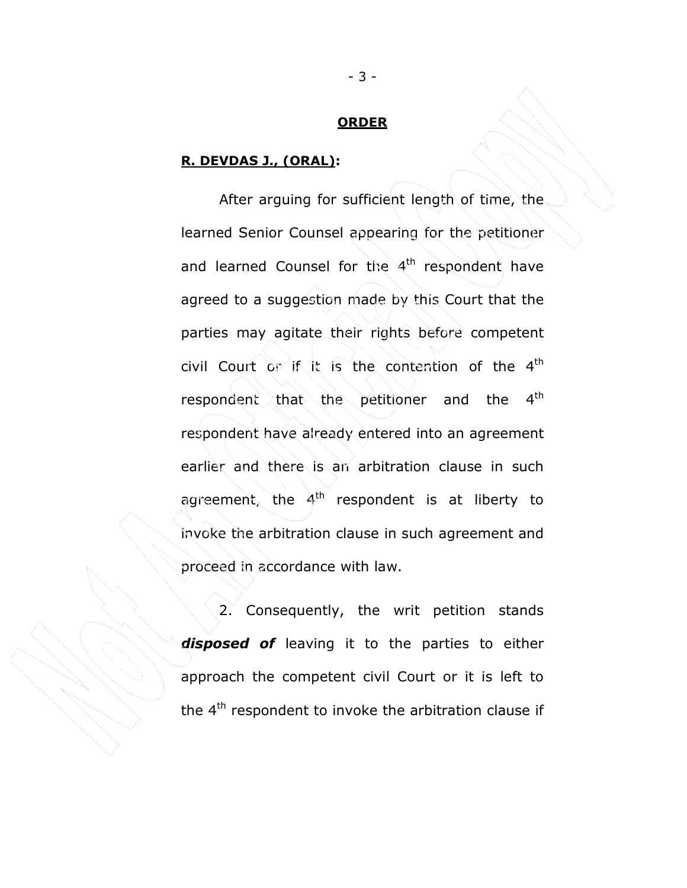**ORDER**

**R. DEVDAS J., (ORAL):**

After arguing for sufficient length of time, the learned Senior Counsel appearing for the petitioner and learned Counsel for the 4th respondent have agreed to a suggestion made by this Court that the parties may agitate their rights before competent civil Court or if it is the contention of the 4th respondent that the petitioner and the 4th respondent have already entered into an agreement earlier and there is an arbitration clause in such agreement, the 4th respondent is at liberty to invoke the arbitration clause in such agreement and proceed in accordance with law.

2. Consequently, the writ petition stands ***disposed of*** leaving it to the parties to either approach the competent civil Court or it is left to the 4th respondent to invoke the arbitration clause if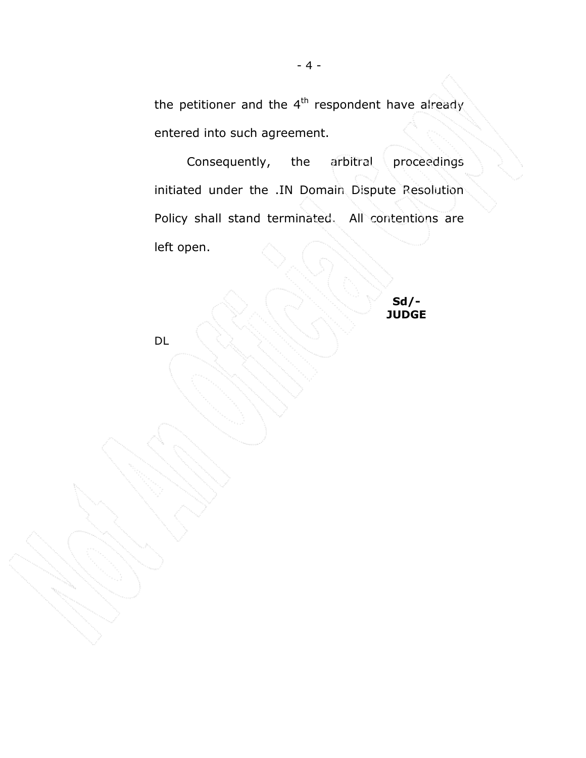the petitioner and the 4th respondent have already entered into such agreement.

Consequently, the arbitral proceedings initiated under the .IN Domain Dispute Resolution Policy shall stand terminated. All contentions are left open.

**Sd/-**
**JUDGE**

DL